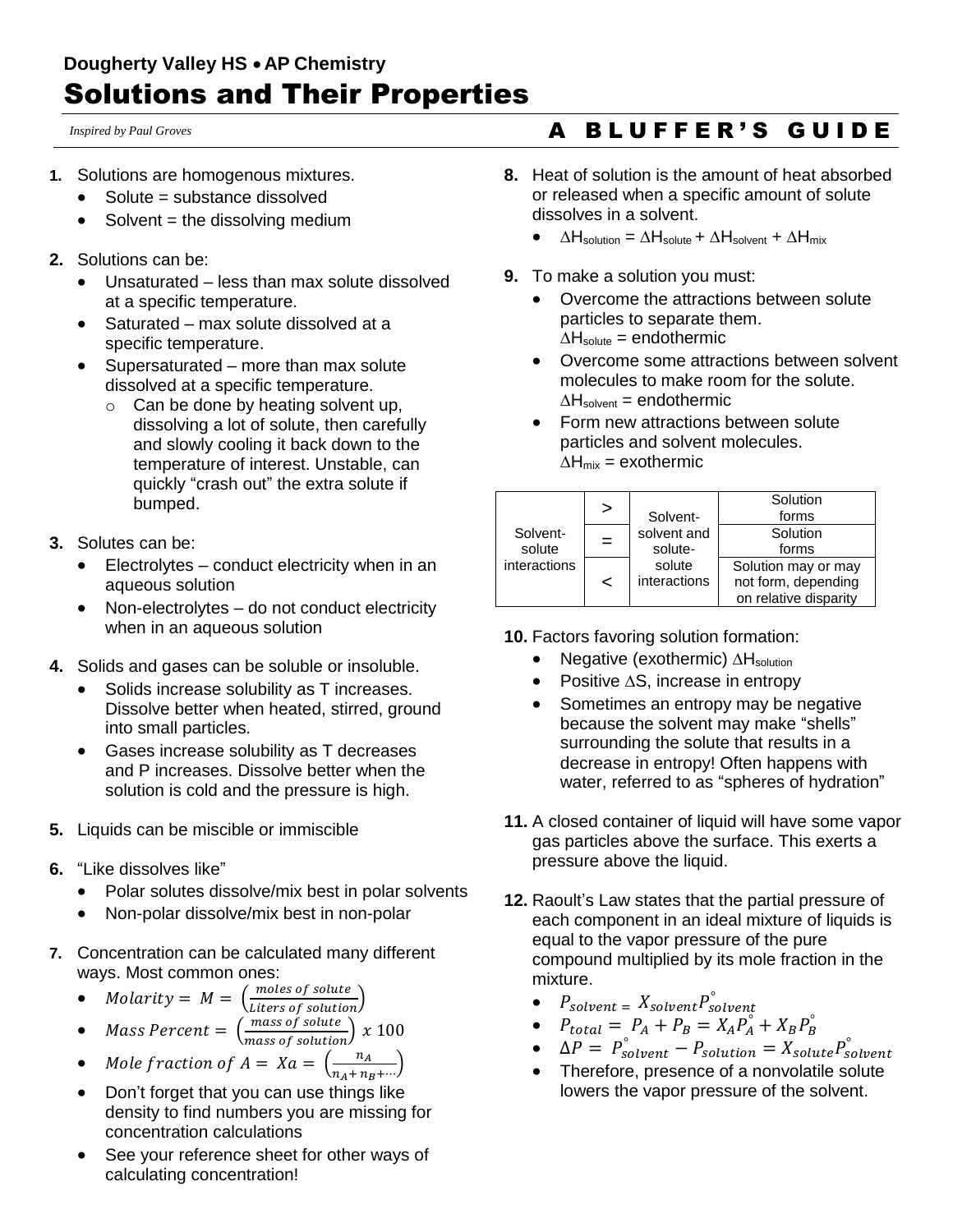**Dougherty Valley HS • AP Chemistry**

# Solutions and Their Properties

*Inspired by Paul Groves*

**A BLUFFER'S GUIDE**

1. Solutions are homogenous mixtures.
   - Solute = substance dissolved
   - Solvent = the dissolving medium

2. Solutions can be:
   - Unsaturated – less than max solute dissolved at a specific temperature.
   - Saturated – max solute dissolved at a specific temperature.
   - Supersaturated – more than max solute dissolved at a specific temperature.
     - Can be done by heating solvent up, dissolving a lot of solute, then carefully and slowly cooling it back down to the temperature of interest. Unstable, can quickly "crash out" the extra solute if bumped.

3. Solutes can be:
   - Electrolytes – conduct electricity when in an aqueous solution
   - Non-electrolytes – do not conduct electricity when in an aqueous solution

4. Solids and gases can be soluble or insoluble.
   - Solids increase solubility as T increases. Dissolve better when heated, stirred, ground into small particles.
   - Gases increase solubility as T decreases and P increases. Dissolve better when the solution is cold and the pressure is high.

5. Liquids can be miscible or immiscible

6. "Like dissolves like"
   - Polar solutes dissolve/mix best in polar solvents
   - Non-polar dissolve/mix best in non-polar

7. Concentration can be calculated many different ways. Most common ones:
   - $Molarity = M = \left(\frac{moles\ of\ solute}{Liters\ of\ solution}\right)$
   - $Mass\ Percent = \left(\frac{mass\ of\ solute}{mass\ of\ solution}\right)\ x\ 100$
   - $Mole\ fraction\ of\ A = Xa = \left(\frac{n_A}{n_A + n_B + \cdots}\right)$
   - Don't forget that you can use things like density to find numbers you are missing for concentration calculations
   - See your reference sheet for other ways of calculating concentration!

8. Heat of solution is the amount of heat absorbed or released when a specific amount of solute dissolves in a solvent.
   - $\Delta H_{solution} = \Delta H_{solute} + \Delta H_{solvent} + \Delta H_{mix}$

9. To make a solution you must:
   - Overcome the attractions between solute particles to separate them. $\Delta H_{solute}$ = endothermic
   - Overcome some attractions between solvent molecules to make room for the solute. $\Delta H_{solvent}$ = endothermic
   - Form new attractions between solute particles and solvent molecules. $\Delta H_{mix}$ = exothermic

| | | | |
|---|---|---|---|
| Solvent-solute interactions | > | Solvent-solvent and solute-solute interactions | Solution forms |
| | = | | Solution forms |
| | < | | Solution may or may not form, depending on relative disparity |

10. Factors favoring solution formation:
    - Negative (exothermic) $\Delta H_{solution}$
    - Positive $\Delta S$, increase in entropy
    - Sometimes an entropy may be negative because the solvent may make "shells" surrounding the solute that results in a decrease in entropy! Often happens with water, referred to as "spheres of hydration"

11. A closed container of liquid will have some vapor gas particles above the surface. This exerts a pressure above the liquid.

12. Raoult's Law states that the partial pressure of each component in an ideal mixture of liquids is equal to the vapor pressure of the pure compound multiplied by its mole fraction in the mixture.
    - $P_{solvent} = X_{solvent}P^{\circ}_{solvent}$
    - $P_{total} = P_A + P_B = X_A P^{\circ}_A + X_B P^{\circ}_B$
    - $\Delta P = P^{\circ}_{solvent} - P_{solution} = X_{solute}P^{\circ}_{solvent}$
    - Therefore, presence of a nonvolatile solute lowers the vapor pressure of the solvent.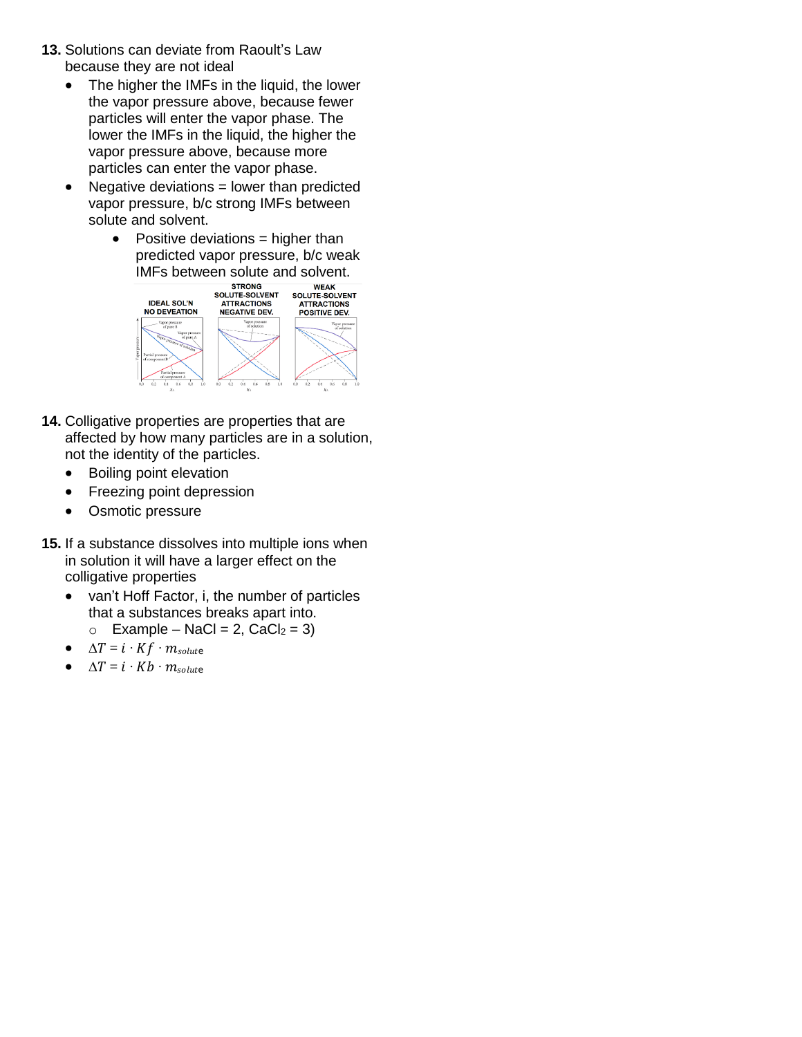**13.** Solutions can deviate from Raoult's Law because they are not ideal

- The higher the IMFs in the liquid, the lower the vapor pressure above, because fewer particles will enter the vapor phase. The lower the IMFs in the liquid, the higher the vapor pressure above, because more particles can enter the vapor phase.
- Negative deviations = lower than predicted vapor pressure, b/c strong IMFs between solute and solvent.
    - Positive deviations = higher than predicted vapor pressure, b/c weak IMFs between solute and solvent.

IDEAL SOL'N NO DEVEATION

STRONG SOLUTE-SOLVENT ATTRACTIONS NEGATIVE DEV.

WEAK SOLUTE-SOLVENT ATTRACTIONS POSITIVE DEV.

Vapor pressure of pure B

Vapor pressure of pure A

Vapor pressure of solution

Partial pressure of component B

Partial pressure of component A

Vapor pressure

Vapor pressure of solution

Vapor pressure of solution

0.0 0.2 0.4 0.6 0.8 1.0

$x_A$

**14.** Colligative properties are properties that are affected by how many particles are in a solution, not the identity of the particles.

- Boiling point elevation
- Freezing point depression
- Osmotic pressure

**15.** If a substance dissolves into multiple ions when in solution it will have a larger effect on the colligative properties

- van't Hoff Factor, i, the number of particles that a substances breaks apart into.
    - Example – $NaCl = 2$, $CaCl_2 = 3$)
- $\Delta T = i \cdot Kf \cdot m_{solute}$
- $\Delta T = i \cdot Kb \cdot m_{solute}$